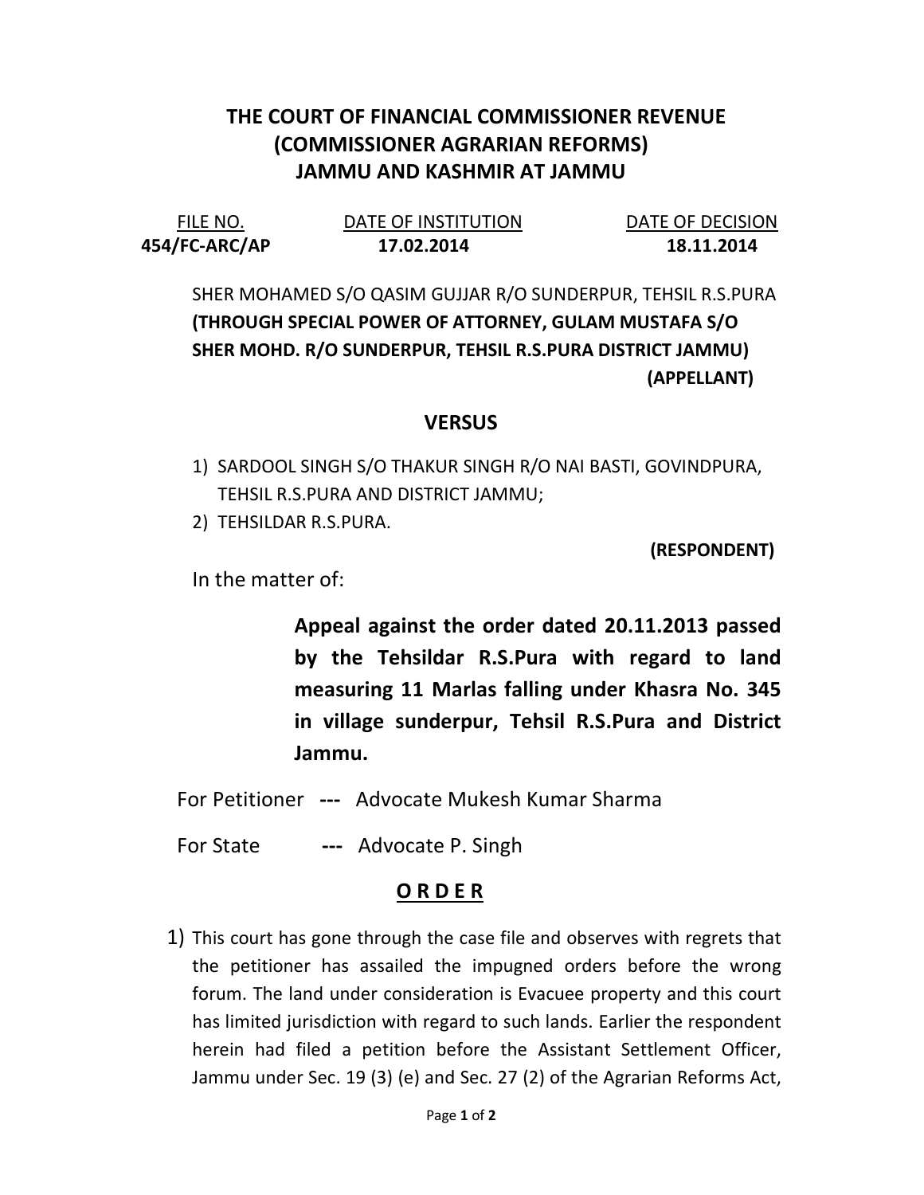# THE COURT OF FINANCIAL COMMISSIONER REVENUE (COMMISSIONER AGRARIAN REFORMS) JAMMU AND KASHMIR AT JAMMU

| FILE NO. | DATE OF INSTITUTION | DATE OF DECISION |
|---|---|---|
| **454/FC-ARC/AP** | **17.02.2014** | **18.11.2014** |

SHER MOHAMED S/O QASIM GUJJAR R/O SUNDERPUR, TEHSIL R.S.PURA **(THROUGH SPECIAL POWER OF ATTORNEY, GULAM MUSTAFA S/O SHER MOHD. R/O SUNDERPUR, TEHSIL R.S.PURA DISTRICT JAMMU)**

**(APPELLANT)**

**VERSUS**

1) SARDOOL SINGH S/O THAKUR SINGH R/O NAI BASTI, GOVINDPURA, TEHSIL R.S.PURA AND DISTRICT JAMMU;
2) TEHSILDAR R.S.PURA.

**(RESPONDENT)**

In the matter of:

**Appeal against the order dated 20.11.2013 passed by the Tehsildar R.S.Pura with regard to land measuring 11 Marlas falling under Khasra No. 345 in village sunderpur, Tehsil R.S.Pura and District Jammu.**

For Petitioner --- Advocate Mukesh Kumar Sharma

For State --- Advocate P. Singh

## O R D E R

1) This court has gone through the case file and observes with regrets that the petitioner has assailed the impugned orders before the wrong forum. The land under consideration is Evacuee property and this court has limited jurisdiction with regard to such lands. Earlier the respondent herein had filed a petition before the Assistant Settlement Officer, Jammu under Sec. 19 (3) (e) and Sec. 27 (2) of the Agrarian Reforms Act,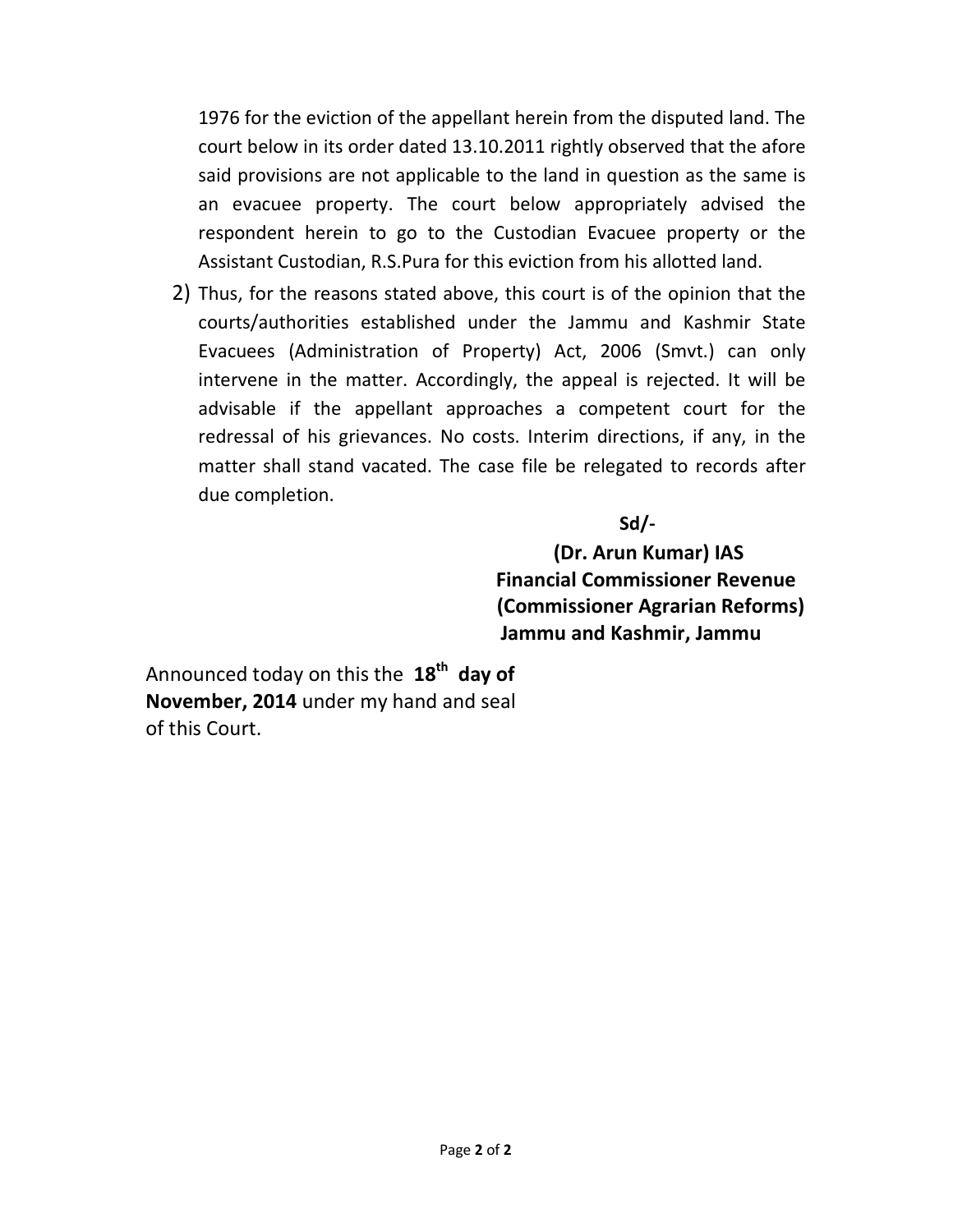1976 for the eviction of the appellant herein from the disputed land. The court below in its order dated 13.10.2011 rightly observed that the afore said provisions are not applicable to the land in question as the same is an evacuee property. The court below appropriately advised the respondent herein to go to the Custodian Evacuee property or the Assistant Custodian, R.S.Pura for this eviction from his allotted land.

2) Thus, for the reasons stated above, this court is of the opinion that the courts/authorities established under the Jammu and Kashmir State Evacuees (Administration of Property) Act, 2006 (Smvt.) can only intervene in the matter. Accordingly, the appeal is rejected. It will be advisable if the appellant approaches a competent court for the redressal of his grievances. No costs. Interim directions, if any, in the matter shall stand vacated. The case file be relegated to records after due completion.

**Sd/-**

**(Dr. Arun Kumar) IAS**
**Financial Commissioner Revenue**
**(Commissioner Agrarian Reforms)**
**Jammu and Kashmir, Jammu**

Announced today on this the **18th day of November, 2014** under my hand and seal of this Court.